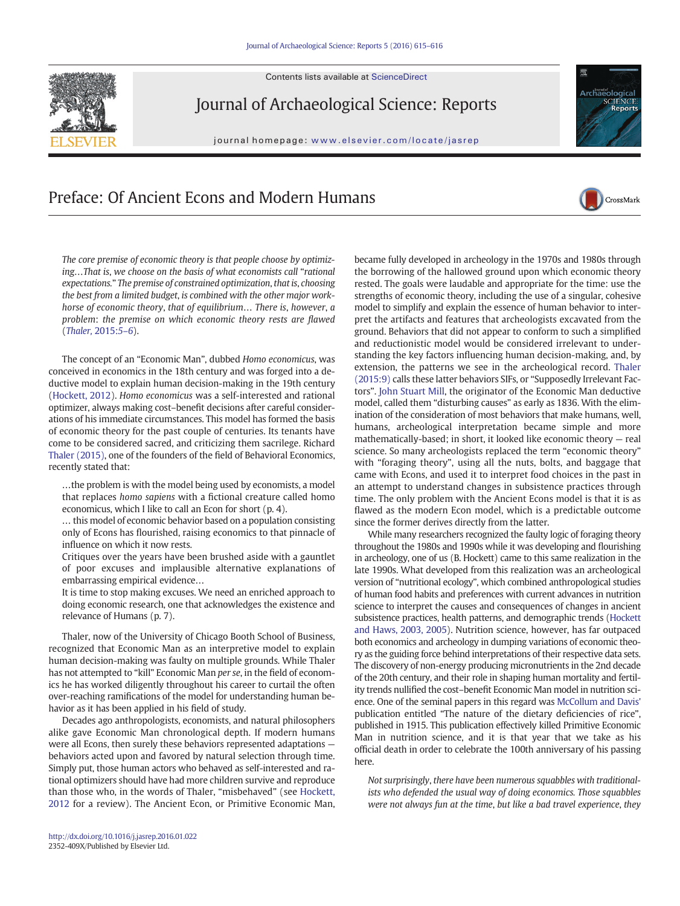# Preface: Of Ancient Econs and Modern Humans

*The core premise of economic theory is that people choose by optimizing…That is, we choose on the basis of what economists call "rational expectations." The premise of constrained optimization, that is, choosing the best from a limited budget, is combined with the other major workhorse of economic theory, that of equilibrium… There is, however, a problem: the premise on which economic theory rests are flawed* (*Thaler, 2015:5–6*).

The concept of an "Economic Man", dubbed *Homo economicus*, was conceived in economics in the 18th century and was forged into a deductive model to explain human decision-making in the 19th century (Hockett, 2012). *Homo economicus* was a self-interested and rational optimizer, always making cost–benefit decisions after careful considerations of his immediate circumstances. This model has formed the basis of economic theory for the past couple of centuries. Its tenants have come to be considered sacred, and criticizing them sacrilege. Richard Thaler (2015), one of the founders of the field of Behavioral Economics, recently stated that:

> …the problem is with the model being used by economists, a model that replaces *homo sapiens* with a fictional creature called homo economicus, which I like to call an Econ for short (p. 4).
>
> … this model of economic behavior based on a population consisting only of Econs has flourished, raising economics to that pinnacle of influence on which it now rests.
>
> Critiques over the years have been brushed aside with a gauntlet of poor excuses and implausible alternative explanations of embarrassing empirical evidence…
>
> It is time to stop making excuses. We need an enriched approach to doing economic research, one that acknowledges the existence and relevance of Humans (p. 7).

Thaler, now of the University of Chicago Booth School of Business, recognized that Economic Man as an interpretive model to explain human decision-making was faulty on multiple grounds. While Thaler has not attempted to "kill" Economic Man *per se*, in the field of economics he has worked diligently throughout his career to curtail the often over-reaching ramifications of the model for understanding human behavior as it has been applied in his field of study.

Decades ago anthropologists, economists, and natural philosophers alike gave Economic Man chronological depth. If modern humans were all Econs, then surely these behaviors represented adaptations — behaviors acted upon and favored by natural selection through time. Simply put, those human actors who behaved as self-interested and rational optimizers should have had more children survive and reproduce than those who, in the words of Thaler, "misbehaved" (see Hockett, 2012 for a review). The Ancient Econ, or Primitive Economic Man, became fully developed in archeology in the 1970s and 1980s through the borrowing of the hallowed ground upon which economic theory rested. The goals were laudable and appropriate for the time: use the strengths of economic theory, including the use of a singular, cohesive model to simplify and explain the essence of human behavior to interpret the artifacts and features that archeologists excavated from the ground. Behaviors that did not appear to conform to such a simplified and reductionistic model would be considered irrelevant to understanding the key factors influencing human decision-making, and, by extension, the patterns we see in the archeological record. Thaler (2015:9) calls these latter behaviors SIFs, or "Supposedly Irrelevant Factors". John Stuart Mill, the originator of the Economic Man deductive model, called them "disturbing causes" as early as 1836. With the elimination of the consideration of most behaviors that make humans, well, humans, archeological interpretation became simple and more mathematically-based; in short, it looked like economic theory — real science. So many archeologists replaced the term "economic theory" with "foraging theory", using all the nuts, bolts, and baggage that came with Econs, and used it to interpret food choices in the past in an attempt to understand changes in subsistence practices through time. The only problem with the Ancient Econs model is that it is as flawed as the modern Econ model, which is a predictable outcome since the former derives directly from the latter.

While many researchers recognized the faulty logic of foraging theory throughout the 1980s and 1990s while it was developing and flourishing in archeology, one of us (B. Hockett) came to this same realization in the late 1990s. What developed from this realization was an archeological version of "nutritional ecology", which combined anthropological studies of human food habits and preferences with current advances in nutrition science to interpret the causes and consequences of changes in ancient subsistence practices, health patterns, and demographic trends (Hockett and Haws, 2003, 2005). Nutrition science, however, has far outpaced both economics and archeology in dumping variations of economic theory as the guiding force behind interpretations of their respective data sets. The discovery of non-energy producing micronutrients in the 2nd decade of the 20th century, and their role in shaping human mortality and fertility trends nullified the cost–benefit Economic Man model in nutrition science. One of the seminal papers in this regard was McCollum and Davis' publication entitled "The nature of the dietary deficiencies of rice", published in 1915. This publication effectively killed Primitive Economic Man in nutrition science, and it is that year that we take as his official death in order to celebrate the 100th anniversary of his passing here.

*Not surprisingly, there have been numerous squabbles with traditionalists who defended the usual way of doing economics. Those squabbles were not always fun at the time, but like a bad travel experience, they*

http://dx.doi.org/10.1016/j.jasrep.2016.01.022
2352-409X/Published by Elsevier Ltd.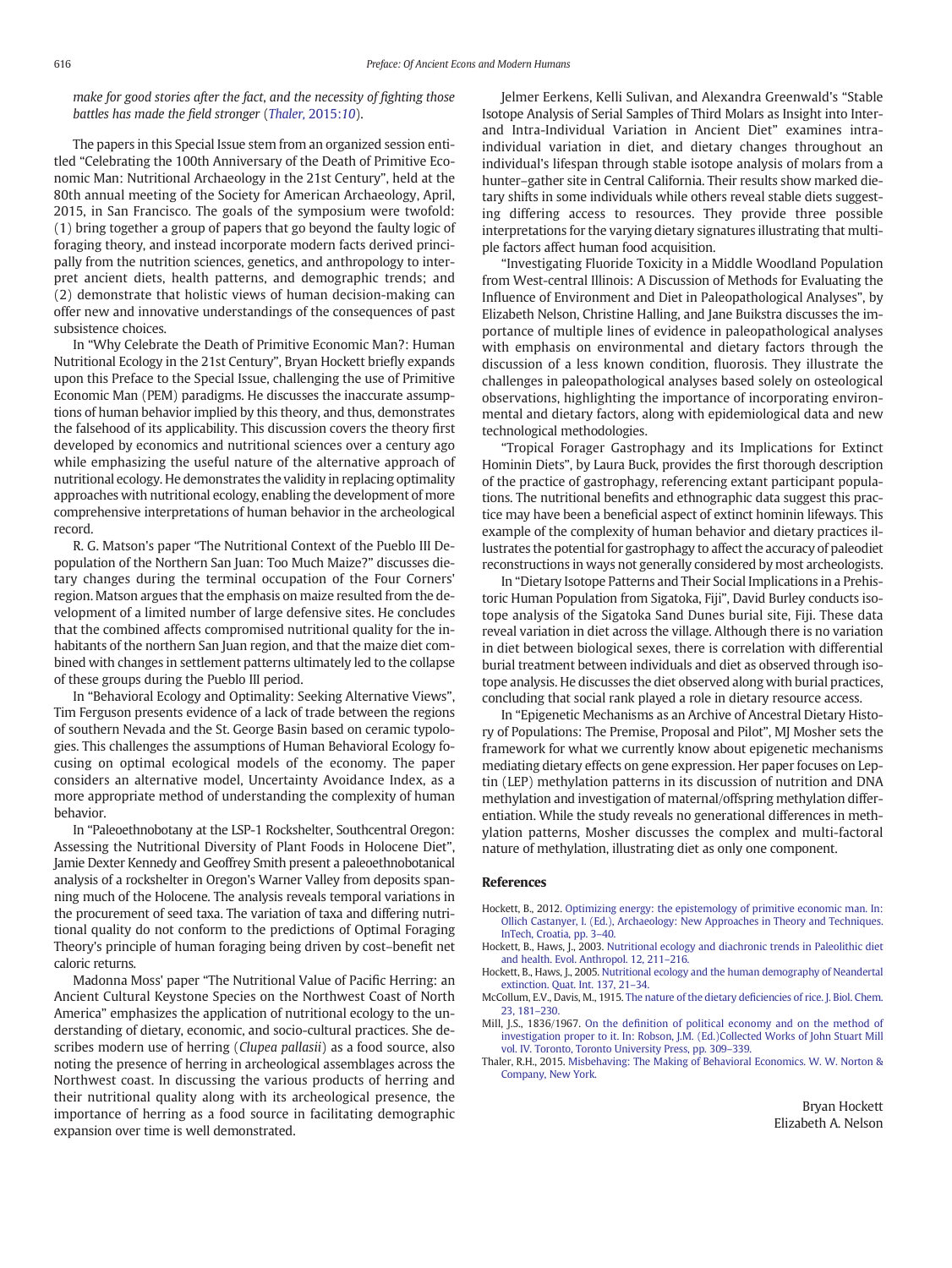*make for good stories after the fact, and the necessity of fighting those battles has made the field stronger* (*Thaler, 2015:10*).

The papers in this Special Issue stem from an organized session entitled "Celebrating the 100th Anniversary of the Death of Primitive Economic Man: Nutritional Archaeology in the 21st Century", held at the 80th annual meeting of the Society for American Archaeology, April, 2015, in San Francisco. The goals of the symposium were twofold: (1) bring together a group of papers that go beyond the faulty logic of foraging theory, and instead incorporate modern facts derived principally from the nutrition sciences, genetics, and anthropology to interpret ancient diets, health patterns, and demographic trends; and (2) demonstrate that holistic views of human decision-making can offer new and innovative understandings of the consequences of past subsistence choices.

In "Why Celebrate the Death of Primitive Economic Man?: Human Nutritional Ecology in the 21st Century", Bryan Hockett briefly expands upon this Preface to the Special Issue, challenging the use of Primitive Economic Man (PEM) paradigms. He discusses the inaccurate assumptions of human behavior implied by this theory, and thus, demonstrates the falsehood of its applicability. This discussion covers the theory first developed by economics and nutritional sciences over a century ago while emphasizing the useful nature of the alternative approach of nutritional ecology. He demonstrates the validity in replacing optimality approaches with nutritional ecology, enabling the development of more comprehensive interpretations of human behavior in the archeological record.

R. G. Matson's paper "The Nutritional Context of the Pueblo III Depopulation of the Northern San Juan: Too Much Maize?" discusses dietary changes during the terminal occupation of the Four Corners' region. Matson argues that the emphasis on maize resulted from the development of a limited number of large defensive sites. He concludes that the combined affects compromised nutritional quality for the inhabitants of the northern San Juan region, and that the maize diet combined with changes in settlement patterns ultimately led to the collapse of these groups during the Pueblo III period.

In "Behavioral Ecology and Optimality: Seeking Alternative Views", Tim Ferguson presents evidence of a lack of trade between the regions of southern Nevada and the St. George Basin based on ceramic typologies. This challenges the assumptions of Human Behavioral Ecology focusing on optimal ecological models of the economy. The paper considers an alternative model, Uncertainty Avoidance Index, as a more appropriate method of understanding the complexity of human behavior.

In "Paleoethnobotany at the LSP-1 Rockshelter, Southcentral Oregon: Assessing the Nutritional Diversity of Plant Foods in Holocene Diet", Jamie Dexter Kennedy and Geoffrey Smith present a paleoethnobotanical analysis of a rockshelter in Oregon's Warner Valley from deposits spanning much of the Holocene. The analysis reveals temporal variations in the procurement of seed taxa. The variation of taxa and differing nutritional quality do not conform to the predictions of Optimal Foraging Theory's principle of human foraging being driven by cost–benefit net caloric returns.

Madonna Moss' paper "The Nutritional Value of Pacific Herring: an Ancient Cultural Keystone Species on the Northwest Coast of North America" emphasizes the application of nutritional ecology to the understanding of dietary, economic, and socio-cultural practices. She describes modern use of herring (*Clupea pallasii*) as a food source, also noting the presence of herring in archeological assemblages across the Northwest coast. In discussing the various products of herring and their nutritional quality along with its archeological presence, the importance of herring as a food source in facilitating demographic expansion over time is well demonstrated.

Jelmer Eerkens, Kelli Sulivan, and Alexandra Greenwald's "Stable Isotope Analysis of Serial Samples of Third Molars as Insight into Inter- and Intra-Individual Variation in Ancient Diet" examines intra-individual variation in diet, and dietary changes throughout an individual's lifespan through stable isotope analysis of molars from a hunter–gather site in Central California. Their results show marked dietary shifts in some individuals while others reveal stable diets suggesting differing access to resources. They provide three possible interpretations for the varying dietary signatures illustrating that multiple factors affect human food acquisition.

"Investigating Fluoride Toxicity in a Middle Woodland Population from West-central Illinois: A Discussion of Methods for Evaluating the Influence of Environment and Diet in Paleopathological Analyses", by Elizabeth Nelson, Christine Halling, and Jane Buikstra discusses the importance of multiple lines of evidence in paleopathological analyses with emphasis on environmental and dietary factors through the discussion of a less known condition, fluorosis. They illustrate the challenges in paleopathological analyses based solely on osteological observations, highlighting the importance of incorporating environmental and dietary factors, along with epidemiological data and new technological methodologies.

"Tropical Forager Gastrophagy and its Implications for Extinct Hominin Diets", by Laura Buck, provides the first thorough description of the practice of gastrophagy, referencing extant participant populations. The nutritional benefits and ethnographic data suggest this practice may have been a beneficial aspect of extinct hominin lifeways. This example of the complexity of human behavior and dietary practices illustrates the potential for gastrophagy to affect the accuracy of paleodiet reconstructions in ways not generally considered by most archeologists.

In "Dietary Isotope Patterns and Their Social Implications in a Prehistoric Human Population from Sigatoka, Fiji", David Burley conducts isotope analysis of the Sigatoka Sand Dunes burial site, Fiji. These data reveal variation in diet across the village. Although there is no variation in diet between biological sexes, there is correlation with differential burial treatment between individuals and diet as observed through isotope analysis. He discusses the diet observed along with burial practices, concluding that social rank played a role in dietary resource access.

In "Epigenetic Mechanisms as an Archive of Ancestral Dietary History of Populations: The Premise, Proposal and Pilot", MJ Mosher sets the framework for what we currently know about epigenetic mechanisms mediating dietary effects on gene expression. Her paper focuses on Leptin (LEP) methylation patterns in its discussion of nutrition and DNA methylation and investigation of maternal/offspring methylation differentiation. While the study reveals no generational differences in methylation patterns, Mosher discusses the complex and multi-factoral nature of methylation, illustrating diet as only one component.

## References

- Hockett, B., 2012. Optimizing energy: the epistemology of primitive economic man. In: Ollich Castanyer, I. (Ed.), Archaeology: New Approaches in Theory and Techniques. InTech, Croatia, pp. 3–40.
- Hockett, B., Haws, J., 2003. Nutritional ecology and diachronic trends in Paleolithic diet and health. Evol. Anthropol. 12, 211–216.
- Hockett, B., Haws, J., 2005. Nutritional ecology and the human demography of Neandertal extinction. Quat. Int. 137, 21–34.
- McCollum, E.V., Davis, M., 1915. The nature of the dietary deficiencies of rice. J. Biol. Chem. 23, 181–230.
- Mill, J.S., 1836/1967. On the definition of political economy and on the method of investigation proper to it. In: Robson, J.M. (Ed.)Collected Works of John Stuart Mill vol. IV. Toronto, Toronto University Press, pp. 309–339.
- Thaler, R.H., 2015. Misbehaving: The Making of Behavioral Economics. W. W. Norton & Company, New York.

Bryan Hockett
Elizabeth A. Nelson